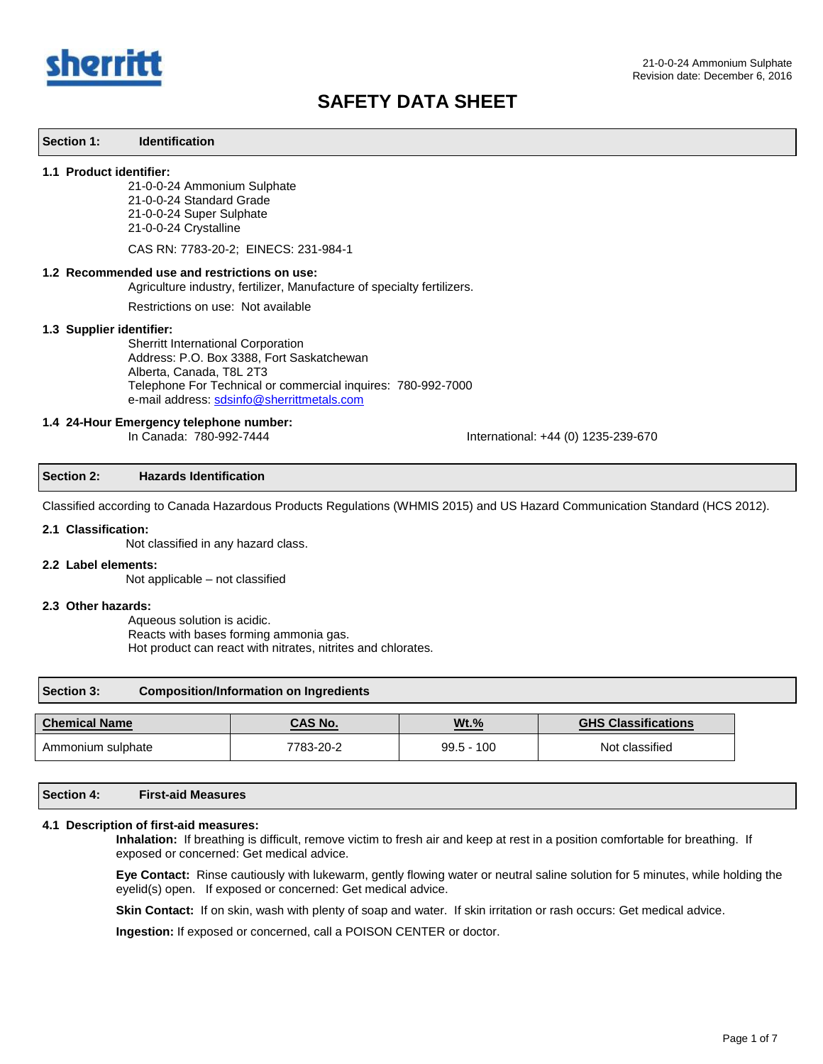# SAFETY DATA SHEET

## Section 1: Identification

### 1.1 Product identifier:

21-0-0-24 Ammonium Sulphate
21-0-0-24 Standard Grade
21-0-0-24 Super Sulphate
21-0-0-24 Crystalline

CAS RN: 7783-20-2; EINECS: 231-984-1

### 1.2 Recommended use and restrictions on use:

Agriculture industry, fertilizer, Manufacture of specialty fertilizers.

Restrictions on use: Not available

### 1.3 Supplier identifier:

Sherritt International Corporation
Address: P.O. Box 3388, Fort Saskatchewan
Alberta, Canada, T8L 2T3
Telephone For Technical or commercial inquires: 780-992-7000
e-mail address: sdsinfo@sherrittmetals.com

### 1.4 24-Hour Emergency telephone number:

In Canada: 780-992-7444

International: +44 (0) 1235-239-670

## Section 2: Hazards Identification

Classified according to Canada Hazardous Products Regulations (WHMIS 2015) and US Hazard Communication Standard (HCS 2012).

### 2.1 Classification:

Not classified in any hazard class.

### 2.2 Label elements:

Not applicable – not classified

### 2.3 Other hazards:

Aqueous solution is acidic.
Reacts with bases forming ammonia gas.
Hot product can react with nitrates, nitrites and chlorates.

## Section 3: Composition/Information on Ingredients

| Chemical Name | CAS No. | Wt.% | GHS Classifications |
|---|---|---|---|
| Ammonium sulphate | 7783-20-2 | 99.5 - 100 | Not classified |

## Section 4: First-aid Measures

### 4.1 Description of first-aid measures:

**Inhalation:** If breathing is difficult, remove victim to fresh air and keep at rest in a position comfortable for breathing. If exposed or concerned: Get medical advice.

**Eye Contact:** Rinse cautiously with lukewarm, gently flowing water or neutral saline solution for 5 minutes, while holding the eyelid(s) open. If exposed or concerned: Get medical advice.

**Skin Contact:** If on skin, wash with plenty of soap and water. If skin irritation or rash occurs: Get medical advice.

**Ingestion:** If exposed or concerned, call a POISON CENTER or doctor.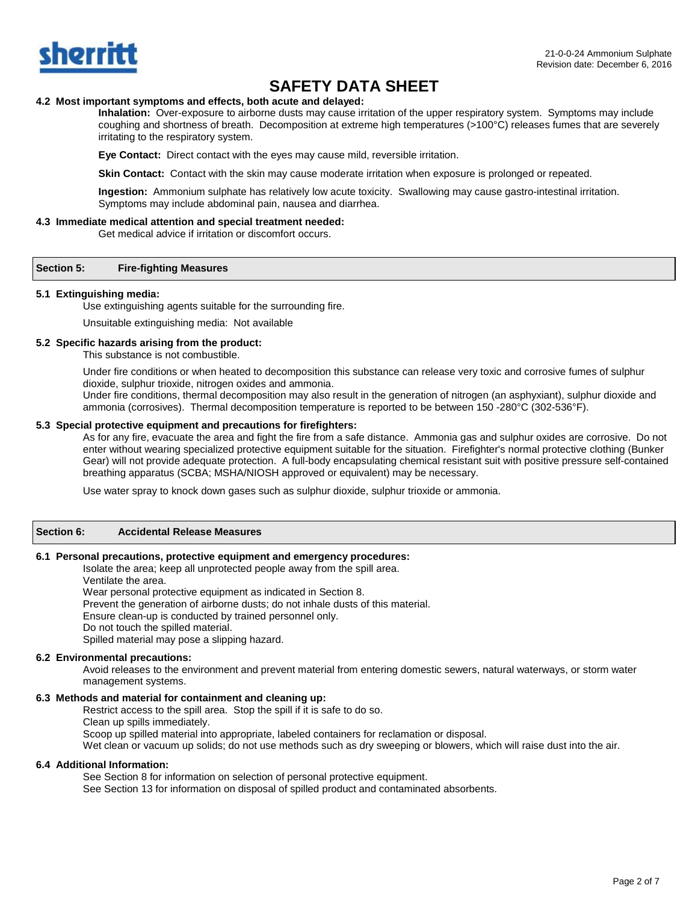# SAFETY DATA SHEET

### 4.2 Most important symptoms and effects, both acute and delayed:

**Inhalation:** Over-exposure to airborne dusts may cause irritation of the upper respiratory system. Symptoms may include coughing and shortness of breath. Decomposition at extreme high temperatures (>100°C) releases fumes that are severely irritating to the respiratory system.

**Eye Contact:** Direct contact with the eyes may cause mild, reversible irritation.

**Skin Contact:** Contact with the skin may cause moderate irritation when exposure is prolonged or repeated.

**Ingestion:** Ammonium sulphate has relatively low acute toxicity. Swallowing may cause gastro-intestinal irritation. Symptoms may include abdominal pain, nausea and diarrhea.

### 4.3 Immediate medical attention and special treatment needed:

Get medical advice if irritation or discomfort occurs.

## Section 5: Fire-fighting Measures

### 5.1 Extinguishing media:

Use extinguishing agents suitable for the surrounding fire.

Unsuitable extinguishing media: Not available

### 5.2 Specific hazards arising from the product:

This substance is not combustible.

Under fire conditions or when heated to decomposition this substance can release very toxic and corrosive fumes of sulphur dioxide, sulphur trioxide, nitrogen oxides and ammonia.
Under fire conditions, thermal decomposition may also result in the generation of nitrogen (an asphyxiant), sulphur dioxide and ammonia (corrosives). Thermal decomposition temperature is reported to be between 150 -280°C (302-536°F).

### 5.3 Special protective equipment and precautions for firefighters:

As for any fire, evacuate the area and fight the fire from a safe distance. Ammonia gas and sulphur oxides are corrosive. Do not enter without wearing specialized protective equipment suitable for the situation. Firefighter's normal protective clothing (Bunker Gear) will not provide adequate protection. A full-body encapsulating chemical resistant suit with positive pressure self-contained breathing apparatus (SCBA; MSHA/NIOSH approved or equivalent) may be necessary.

Use water spray to knock down gases such as sulphur dioxide, sulphur trioxide or ammonia.

## Section 6: Accidental Release Measures

### 6.1 Personal precautions, protective equipment and emergency procedures:

Isolate the area; keep all unprotected people away from the spill area.
Ventilate the area.
Wear personal protective equipment as indicated in Section 8.
Prevent the generation of airborne dusts; do not inhale dusts of this material.
Ensure clean-up is conducted by trained personnel only.
Do not touch the spilled material.
Spilled material may pose a slipping hazard.

### 6.2 Environmental precautions:

Avoid releases to the environment and prevent material from entering domestic sewers, natural waterways, or storm water management systems.

### 6.3 Methods and material for containment and cleaning up:

Restrict access to the spill area. Stop the spill if it is safe to do so.
Clean up spills immediately.
Scoop up spilled material into appropriate, labeled containers for reclamation or disposal.
Wet clean or vacuum up solids; do not use methods such as dry sweeping or blowers, which will raise dust into the air.

### 6.4 Additional Information:

See Section 8 for information on selection of personal protective equipment.
See Section 13 for information on disposal of spilled product and contaminated absorbents.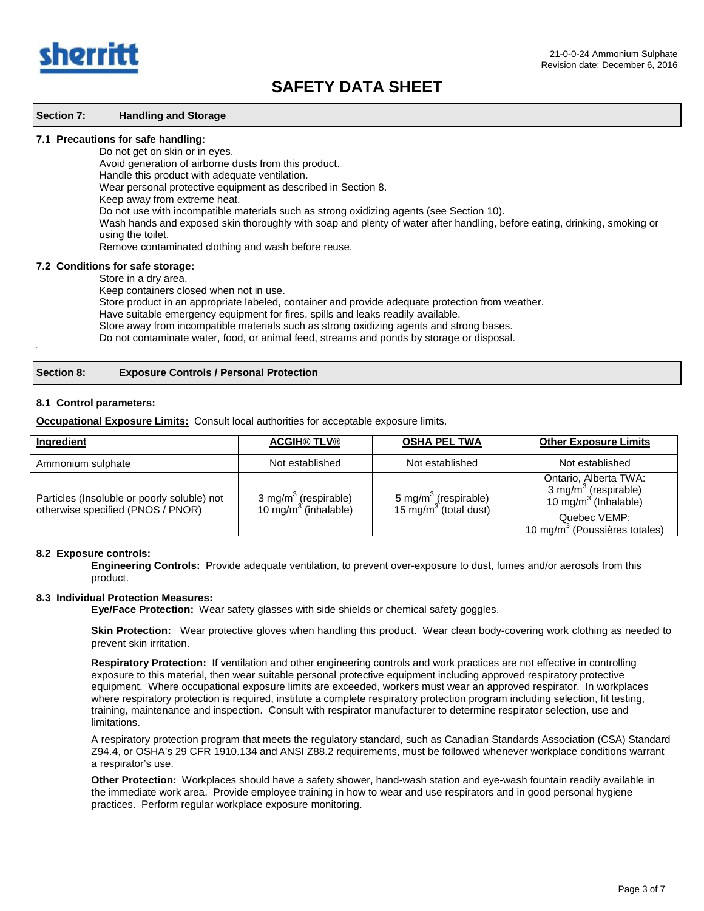# SAFETY DATA SHEET

## Section 7: Handling and Storage

### 7.1 Precautions for safe handling:

Do not get on skin or in eyes.
Avoid generation of airborne dusts from this product.
Handle this product with adequate ventilation.
Wear personal protective equipment as described in Section 8.
Keep away from extreme heat.
Do not use with incompatible materials such as strong oxidizing agents (see Section 10).
Wash hands and exposed skin thoroughly with soap and plenty of water after handling, before eating, drinking, smoking or using the toilet.
Remove contaminated clothing and wash before reuse.

### 7.2 Conditions for safe storage:

Store in a dry area.
Keep containers closed when not in use.
Store product in an appropriate labeled, container and provide adequate protection from weather.
Have suitable emergency equipment for fires, spills and leaks readily available.
Store away from incompatible materials such as strong oxidizing agents and strong bases.
Do not contaminate water, food, or animal feed, streams and ponds by storage or disposal.

## Section 8: Exposure Controls / Personal Protection

### 8.1 Control parameters:

**Occupational Exposure Limits:** Consult local authorities for acceptable exposure limits.

| Ingredient | ACGIH® TLV® | OSHA PEL TWA | Other Exposure Limits |
|---|---|---|---|
| Ammonium sulphate | Not established | Not established | Not established |
| Particles (Insoluble or poorly soluble) not otherwise specified (PNOS / PNOR) | 3 $mg/m^3$ (respirable)<br>10 $mg/m^3$ (inhalable) | 5 $mg/m^3$ (respirable)<br>15 $mg/m^3$ (total dust) | Ontario, Alberta TWA:<br>3 $mg/m^3$ (respirable)<br>10 $mg/m^3$ (Inhalable)<br>Quebec VEMP:<br>10 $mg/m^3$ (Poussières totales) |

### 8.2 Exposure controls:

**Engineering Controls:** Provide adequate ventilation, to prevent over-exposure to dust, fumes and/or aerosols from this product.

### 8.3 Individual Protection Measures:

**Eye/Face Protection:** Wear safety glasses with side shields or chemical safety goggles.

**Skin Protection:** Wear protective gloves when handling this product. Wear clean body-covering work clothing as needed to prevent skin irritation.

**Respiratory Protection:** If ventilation and other engineering controls and work practices are not effective in controlling exposure to this material, then wear suitable personal protective equipment including approved respiratory protective equipment. Where occupational exposure limits are exceeded, workers must wear an approved respirator. In workplaces where respiratory protection is required, institute a complete respiratory protection program including selection, fit testing, training, maintenance and inspection. Consult with respirator manufacturer to determine respirator selection, use and limitations.

A respiratory protection program that meets the regulatory standard, such as Canadian Standards Association (CSA) Standard Z94.4, or OSHA's 29 CFR 1910.134 and ANSI Z88.2 requirements, must be followed whenever workplace conditions warrant a respirator's use.

**Other Protection:** Workplaces should have a safety shower, hand-wash station and eye-wash fountain readily available in the immediate work area. Provide employee training in how to wear and use respirators and in good personal hygiene practices. Perform regular workplace exposure monitoring.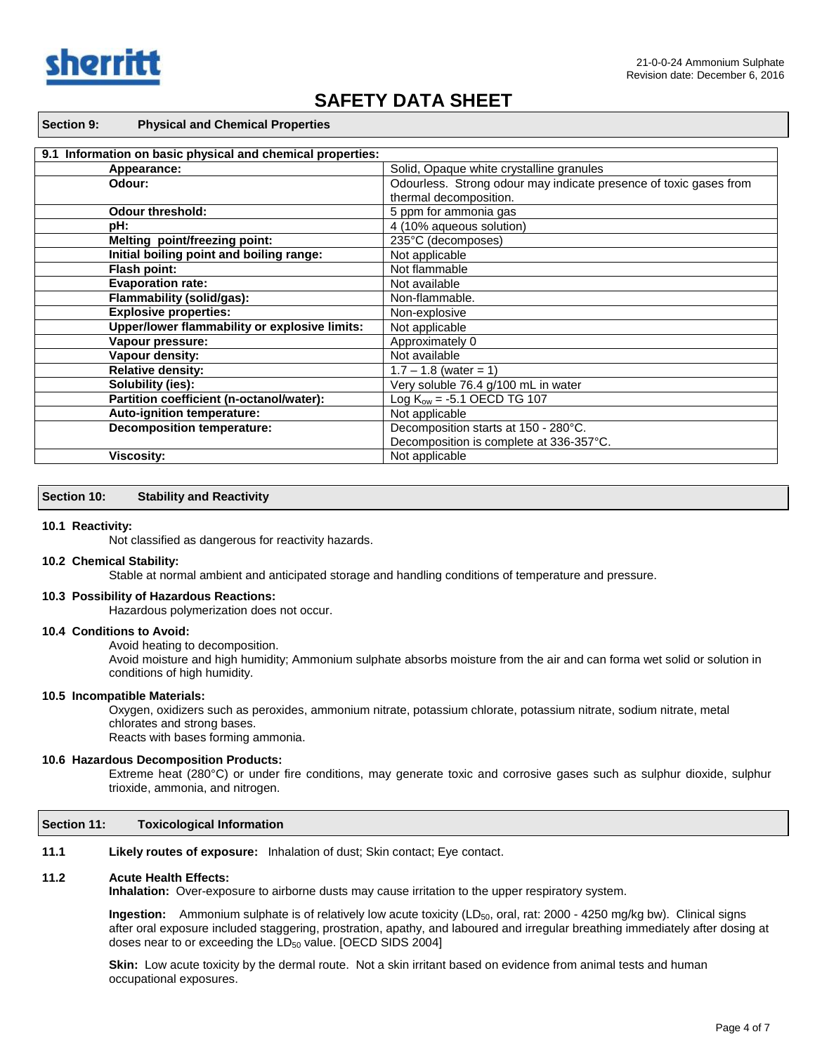# SAFETY DATA SHEET

## Section 9: Physical and Chemical Properties

| 9.1 Information on basic physical and chemical properties: | |
|---|---|
| **Appearance:** | Solid, Opaque white crystalline granules |
| **Odour:** | Odourless. Strong odour may indicate presence of toxic gases from thermal decomposition. |
| **Odour threshold:** | 5 ppm for ammonia gas |
| **pH:** | 4 (10% aqueous solution) |
| **Melting point/freezing point:** | 235°C (decomposes) |
| **Initial boiling point and boiling range:** | Not applicable |
| **Flash point:** | Not flammable |
| **Evaporation rate:** | Not available |
| **Flammability (solid/gas):** | Non-flammable. |
| **Explosive properties:** | Non-explosive |
| **Upper/lower flammability or explosive limits:** | Not applicable |
| **Vapour pressure:** | Approximately 0 |
| **Vapour density:** | Not available |
| **Relative density:** | 1.7 – 1.8 (water = 1) |
| **Solubility (ies):** | Very soluble 76.4 g/100 mL in water |
| **Partition coefficient (n-octanol/water):** | Log $K_{ow}$ = -5.1 OECD TG 107 |
| **Auto-ignition temperature:** | Not applicable |
| **Decomposition temperature:** | Decomposition starts at 150 - 280°C. Decomposition is complete at 336-357°C. |
| **Viscosity:** | Not applicable |

## Section 10: Stability and Reactivity

**10.1 Reactivity:**

Not classified as dangerous for reactivity hazards.

**10.2 Chemical Stability:**

Stable at normal ambient and anticipated storage and handling conditions of temperature and pressure.

**10.3 Possibility of Hazardous Reactions:**

Hazardous polymerization does not occur.

**10.4 Conditions to Avoid:**

Avoid heating to decomposition.
Avoid moisture and high humidity; Ammonium sulphate absorbs moisture from the air and can forma wet solid or solution in conditions of high humidity.

**10.5 Incompatible Materials:**

Oxygen, oxidizers such as peroxides, ammonium nitrate, potassium chlorate, potassium nitrate, sodium nitrate, metal chlorates and strong bases.
Reacts with bases forming ammonia.

**10.6 Hazardous Decomposition Products:**

Extreme heat (280°C) or under fire conditions, may generate toxic and corrosive gases such as sulphur dioxide, sulphur trioxide, ammonia, and nitrogen.

## Section 11: Toxicological Information

**11.1 Likely routes of exposure:** Inhalation of dust; Skin contact; Eye contact.

**11.2 Acute Health Effects:**

**Inhalation:** Over-exposure to airborne dusts may cause irritation to the upper respiratory system.

**Ingestion:** Ammonium sulphate is of relatively low acute toxicity ($LD_{50}$, oral, rat: 2000 - 4250 mg/kg bw). Clinical signs after oral exposure included staggering, prostration, apathy, and laboured and irregular breathing immediately after dosing at doses near to or exceeding the $LD_{50}$ value. [OECD SIDS 2004]

**Skin:** Low acute toxicity by the dermal route. Not a skin irritant based on evidence from animal tests and human occupational exposures.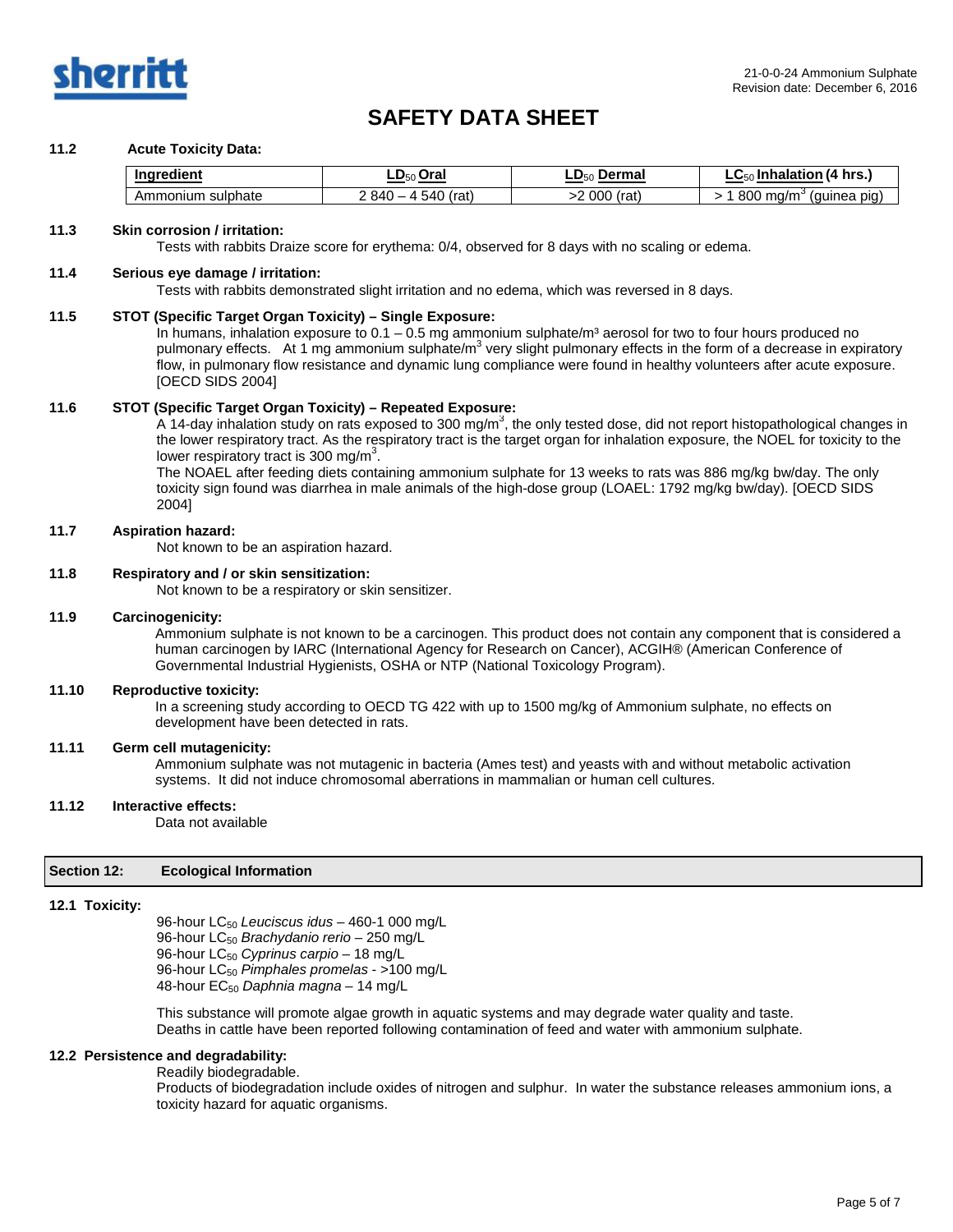# SAFETY DATA SHEET

**11.2 Acute Toxicity Data:**

| Ingredient | $LD_{50}$ Oral | $LD_{50}$ Dermal | $LC_{50}$ Inhalation (4 hrs.) |
|---|---|---|---|
| Ammonium sulphate | 2 840 – 4 540 (rat) | >2 000 (rat) | > 1 800 mg/$m^3$ (guinea pig) |

**11.3 Skin corrosion / irritation:**

Tests with rabbits Draize score for erythema: 0/4, observed for 8 days with no scaling or edema.

**11.4 Serious eye damage / irritation:**

Tests with rabbits demonstrated slight irritation and no edema, which was reversed in 8 days.

**11.5 STOT (Specific Target Organ Toxicity) – Single Exposure:**

In humans, inhalation exposure to 0.1 – 0.5 mg ammonium sulphate/$m^3$ aerosol for two to four hours produced no pulmonary effects. At 1 mg ammonium sulphate/$m^3$ very slight pulmonary effects in the form of a decrease in expiratory flow, in pulmonary flow resistance and dynamic lung compliance were found in healthy volunteers after acute exposure. [OECD SIDS 2004]

**11.6 STOT (Specific Target Organ Toxicity) – Repeated Exposure:**

A 14-day inhalation study on rats exposed to 300 mg/$m^3$, the only tested dose, did not report histopathological changes in the lower respiratory tract. As the respiratory tract is the target organ for inhalation exposure, the NOEL for toxicity to the lower respiratory tract is 300 mg/$m^3$.

The NOAEL after feeding diets containing ammonium sulphate for 13 weeks to rats was 886 mg/kg bw/day. The only toxicity sign found was diarrhea in male animals of the high-dose group (LOAEL: 1792 mg/kg bw/day). [OECD SIDS 2004]

**11.7 Aspiration hazard:**

Not known to be an aspiration hazard.

**11.8 Respiratory and / or skin sensitization:**

Not known to be a respiratory or skin sensitizer.

**11.9 Carcinogenicity:**

Ammonium sulphate is not known to be a carcinogen. This product does not contain any component that is considered a human carcinogen by IARC (International Agency for Research on Cancer), ACGIH® (American Conference of Governmental Industrial Hygienists, OSHA or NTP (National Toxicology Program).

**11.10 Reproductive toxicity:**

In a screening study according to OECD TG 422 with up to 1500 mg/kg of Ammonium sulphate, no effects on development have been detected in rats.

**11.11 Germ cell mutagenicity:**

Ammonium sulphate was not mutagenic in bacteria (Ames test) and yeasts with and without metabolic activation systems. It did not induce chromosomal aberrations in mammalian or human cell cultures.

**11.12 Interactive effects:**

Data not available

## Section 12: Ecological Information

**12.1 Toxicity:**

96-hour $LC_{50}$ *Leuciscus idus* – 460-1 000 mg/L
96-hour $LC_{50}$ *Brachydanio rerio* – 250 mg/L
96-hour $LC_{50}$ *Cyprinus carpio* – 18 mg/L
96-hour $LC_{50}$ *Pimphales promelas* - >100 mg/L
48-hour $EC_{50}$ *Daphnia magna* – 14 mg/L

This substance will promote algae growth in aquatic systems and may degrade water quality and taste.
Deaths in cattle have been reported following contamination of feed and water with ammonium sulphate.

**12.2 Persistence and degradability:**

Readily biodegradable.
Products of biodegradation include oxides of nitrogen and sulphur. In water the substance releases ammonium ions, a toxicity hazard for aquatic organisms.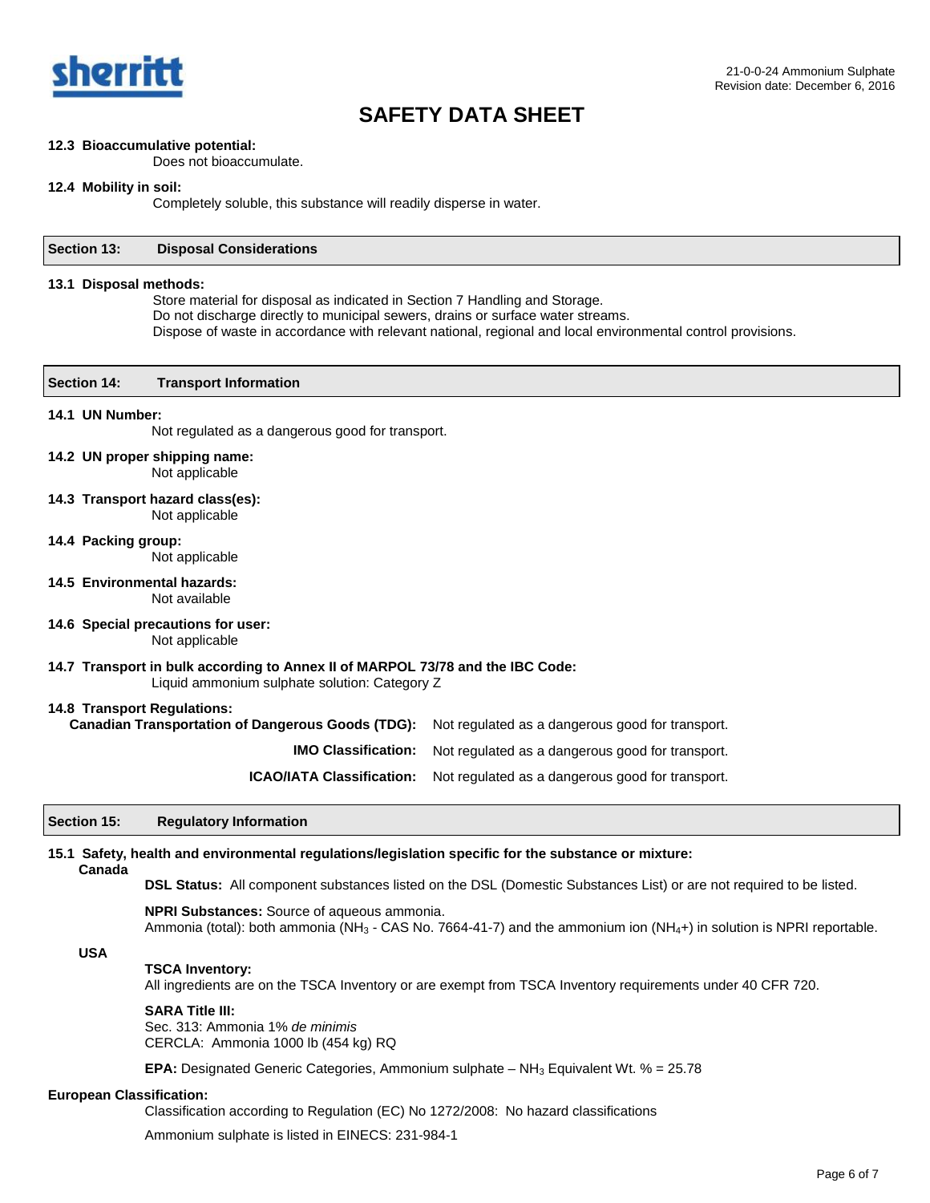#### 12.3 Bioaccumulative potential:

Does not bioaccumulate.

#### 12.4 Mobility in soil:

Completely soluble, this substance will readily disperse in water.

## Section 13: Disposal Considerations

#### 13.1 Disposal methods:

Store material for disposal as indicated in Section 7 Handling and Storage.
Do not discharge directly to municipal sewers, drains or surface water streams.
Dispose of waste in accordance with relevant national, regional and local environmental control provisions.

## Section 14: Transport Information

#### 14.1 UN Number:

Not regulated as a dangerous good for transport.

#### 14.2 UN proper shipping name:

Not applicable

#### 14.3 Transport hazard class(es):

Not applicable

#### 14.4 Packing group:

Not applicable

#### 14.5 Environmental hazards:

Not available

#### 14.6 Special precautions for user:

Not applicable

#### 14.7 Transport in bulk according to Annex II of MARPOL 73/78 and the IBC Code:

Liquid ammonium sulphate solution: Category Z

#### 14.8 Transport Regulations:

**Canadian Transportation of Dangerous Goods (TDG):** Not regulated as a dangerous good for transport.

**IMO Classification:** Not regulated as a dangerous good for transport.

**ICAO/IATA Classification:** Not regulated as a dangerous good for transport.

## Section 15: Regulatory Information

#### 15.1 Safety, health and environmental regulations/legislation specific for the substance or mixture:

**Canada**

**DSL Status:** All component substances listed on the DSL (Domestic Substances List) or are not required to be listed.

**NPRI Substances:** Source of aqueous ammonia.
Ammonia (total): both ammonia ($NH_3$ - CAS No. 7664-41-7) and the ammonium ion ($NH_4$+) in solution is NPRI reportable.

**USA**

**TSCA Inventory:**
All ingredients are on the TSCA Inventory or are exempt from TSCA Inventory requirements under 40 CFR 720.

**SARA Title III:**
Sec. 313: Ammonia 1% *de minimis*
CERCLA: Ammonia 1000 lb (454 kg) RQ

**EPA:** Designated Generic Categories, Ammonium sulphate – $NH_3$ Equivalent Wt. % = 25.78

**European Classification:**

Classification according to Regulation (EC) No 1272/2008: No hazard classifications

Ammonium sulphate is listed in EINECS: 231-984-1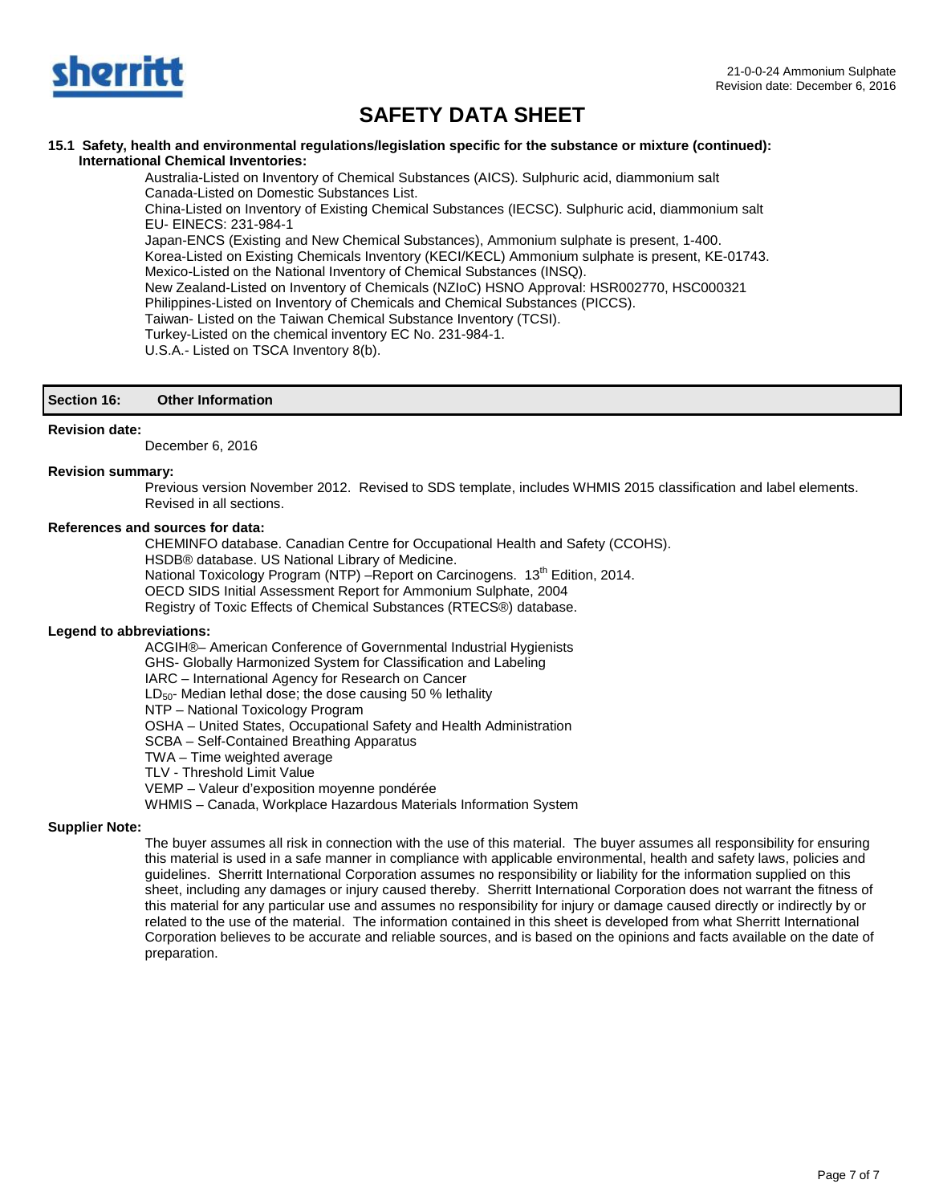# SAFETY DATA SHEET

**15.1 Safety, health and environmental regulations/legislation specific for the substance or mixture (continued):**

**International Chemical Inventories:**

Australia-Listed on Inventory of Chemical Substances (AICS). Sulphuric acid, diammonium salt
Canada-Listed on Domestic Substances List.
China-Listed on Inventory of Existing Chemical Substances (IECSC). Sulphuric acid, diammonium salt
EU- EINECS: 231-984-1
Japan-ENCS (Existing and New Chemical Substances), Ammonium sulphate is present, 1-400.
Korea-Listed on Existing Chemicals Inventory (KECI/KECL) Ammonium sulphate is present, KE-01743.
Mexico-Listed on the National Inventory of Chemical Substances (INSQ).
New Zealand-Listed on Inventory of Chemicals (NZIoC) HSNO Approval: HSR002770, HSC000321
Philippines-Listed on Inventory of Chemicals and Chemical Substances (PICCS).
Taiwan- Listed on the Taiwan Chemical Substance Inventory (TCSI).
Turkey-Listed on the chemical inventory EC No. 231-984-1.
U.S.A.- Listed on TSCA Inventory 8(b).

## Section 16: Other Information

**Revision date:**

December 6, 2016

**Revision summary:**

Previous version November 2012. Revised to SDS template, includes WHMIS 2015 classification and label elements. Revised in all sections.

**References and sources for data:**

CHEMINFO database. Canadian Centre for Occupational Health and Safety (CCOHS).
HSDB® database. US National Library of Medicine.
National Toxicology Program (NTP) –Report on Carcinogens. 13th Edition, 2014.
OECD SIDS Initial Assessment Report for Ammonium Sulphate, 2004
Registry of Toxic Effects of Chemical Substances (RTECS®) database.

**Legend to abbreviations:**

ACGIH®– American Conference of Governmental Industrial Hygienists
GHS- Globally Harmonized System for Classification and Labeling
IARC – International Agency for Research on Cancer
$LD_{50}$- Median lethal dose; the dose causing 50 % lethality
NTP – National Toxicology Program
OSHA – United States, Occupational Safety and Health Administration
SCBA – Self-Contained Breathing Apparatus
TWA – Time weighted average
TLV - Threshold Limit Value
VEMP – Valeur d'exposition moyenne pondérée
WHMIS – Canada, Workplace Hazardous Materials Information System

**Supplier Note:**

The buyer assumes all risk in connection with the use of this material. The buyer assumes all responsibility for ensuring this material is used in a safe manner in compliance with applicable environmental, health and safety laws, policies and guidelines. Sherritt International Corporation assumes no responsibility or liability for the information supplied on this sheet, including any damages or injury caused thereby. Sherritt International Corporation does not warrant the fitness of this material for any particular use and assumes no responsibility for injury or damage caused directly or indirectly by or related to the use of the material. The information contained in this sheet is developed from what Sherritt International Corporation believes to be accurate and reliable sources, and is based on the opinions and facts available on the date of preparation.